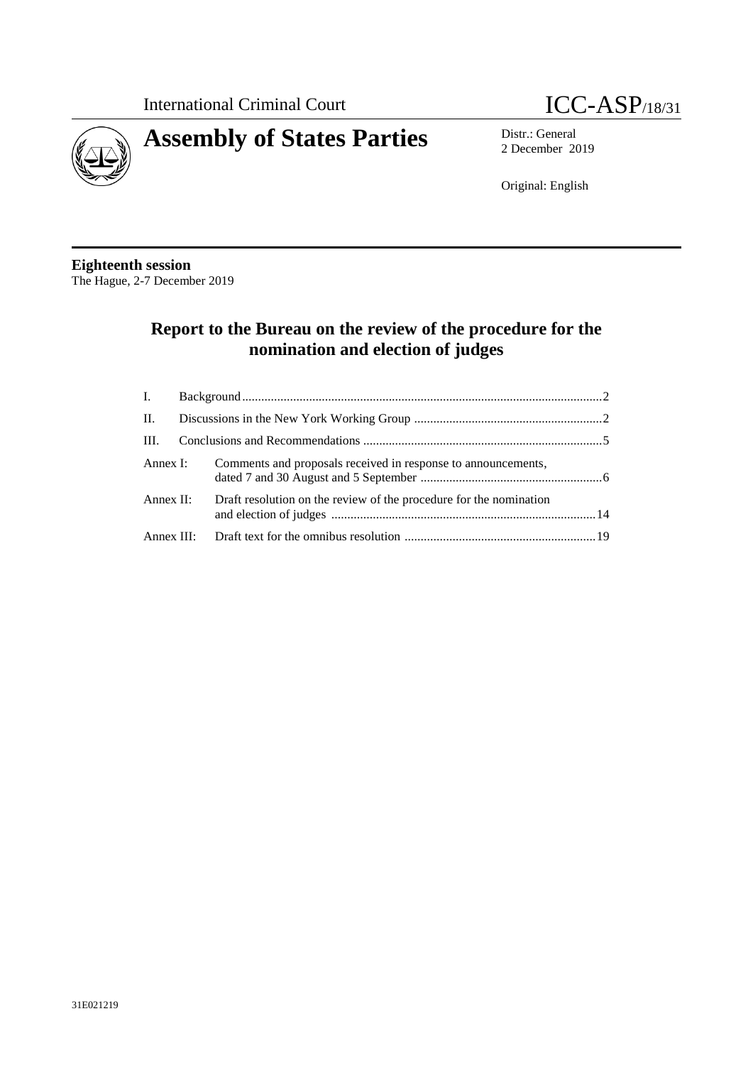International Criminal Court

ICC-ASP/18/31

# Assembly of States Parties

Distr.: General
2 December 2019

Original: English

**Eighteenth session**
The Hague, 2-7 December 2019

## Report to the Bureau on the review of the procedure for the nomination and election of judges

| | | |
|---|---|---|
| I. | Background | 2 |
| II. | Discussions in the New York Working Group | 2 |
| III. | Conclusions and Recommendations | 5 |
| Annex I: | Comments and proposals received in response to announcements, dated 7 and 30 August and 5 September | 6 |
| Annex II: | Draft resolution on the review of the procedure for the nomination and election of judges | 14 |
| Annex III: | Draft text for the omnibus resolution | 19 |

31E021219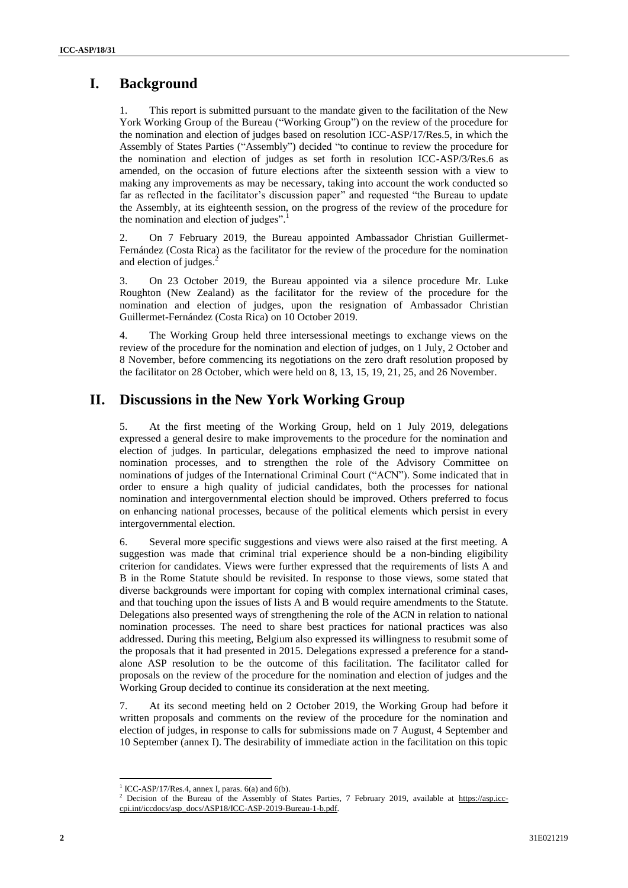# I. Background

1. This report is submitted pursuant to the mandate given to the facilitation of the New York Working Group of the Bureau ("Working Group") on the review of the procedure for the nomination and election of judges based on resolution ICC-ASP/17/Res.5, in which the Assembly of States Parties ("Assembly") decided "to continue to review the procedure for the nomination and election of judges as set forth in resolution ICC-ASP/3/Res.6 as amended, on the occasion of future elections after the sixteenth session with a view to making any improvements as may be necessary, taking into account the work conducted so far as reflected in the facilitator's discussion paper" and requested "the Bureau to update the Assembly, at its eighteenth session, on the progress of the review of the procedure for the nomination and election of judges".[1]

2. On 7 February 2019, the Bureau appointed Ambassador Christian Guillermet-Fernández (Costa Rica) as the facilitator for the review of the procedure for the nomination and election of judges.[2]

3. On 23 October 2019, the Bureau appointed via a silence procedure Mr. Luke Roughton (New Zealand) as the facilitator for the review of the procedure for the nomination and election of judges, upon the resignation of Ambassador Christian Guillermet-Fernández (Costa Rica) on 10 October 2019.

4. The Working Group held three intersessional meetings to exchange views on the review of the procedure for the nomination and election of judges, on 1 July, 2 October and 8 November, before commencing its negotiations on the zero draft resolution proposed by the facilitator on 28 October, which were held on 8, 13, 15, 19, 21, 25, and 26 November.

# II. Discussions in the New York Working Group

5. At the first meeting of the Working Group, held on 1 July 2019, delegations expressed a general desire to make improvements to the procedure for the nomination and election of judges. In particular, delegations emphasized the need to improve national nomination processes, and to strengthen the role of the Advisory Committee on nominations of judges of the International Criminal Court ("ACN"). Some indicated that in order to ensure a high quality of judicial candidates, both the processes for national nomination and intergovernmental election should be improved. Others preferred to focus on enhancing national processes, because of the political elements which persist in every intergovernmental election.

6. Several more specific suggestions and views were also raised at the first meeting. A suggestion was made that criminal trial experience should be a non-binding eligibility criterion for candidates. Views were further expressed that the requirements of lists A and B in the Rome Statute should be revisited. In response to those views, some stated that diverse backgrounds were important for coping with complex international criminal cases, and that touching upon the issues of lists A and B would require amendments to the Statute. Delegations also presented ways of strengthening the role of the ACN in relation to national nomination processes. The need to share best practices for national practices was also addressed. During this meeting, Belgium also expressed its willingness to resubmit some of the proposals that it had presented in 2015. Delegations expressed a preference for a stand-alone ASP resolution to be the outcome of this facilitation. The facilitator called for proposals on the review of the procedure for the nomination and election of judges and the Working Group decided to continue its consideration at the next meeting.

7. At its second meeting held on 2 October 2019, the Working Group had before it written proposals and comments on the review of the procedure for the nomination and election of judges, in response to calls for submissions made on 7 August, 4 September and 10 September (annex I). The desirability of immediate action in the facilitation on this topic

---

[1] ICC-ASP/17/Res.4, annex I, paras. 6(a) and 6(b).

[2] Decision of the Bureau of the Assembly of States Parties, 7 February 2019, available at https://asp.icc-cpi.int/iccdocs/asp_docs/ASP18/ICC-ASP-2019-Bureau-1-b.pdf.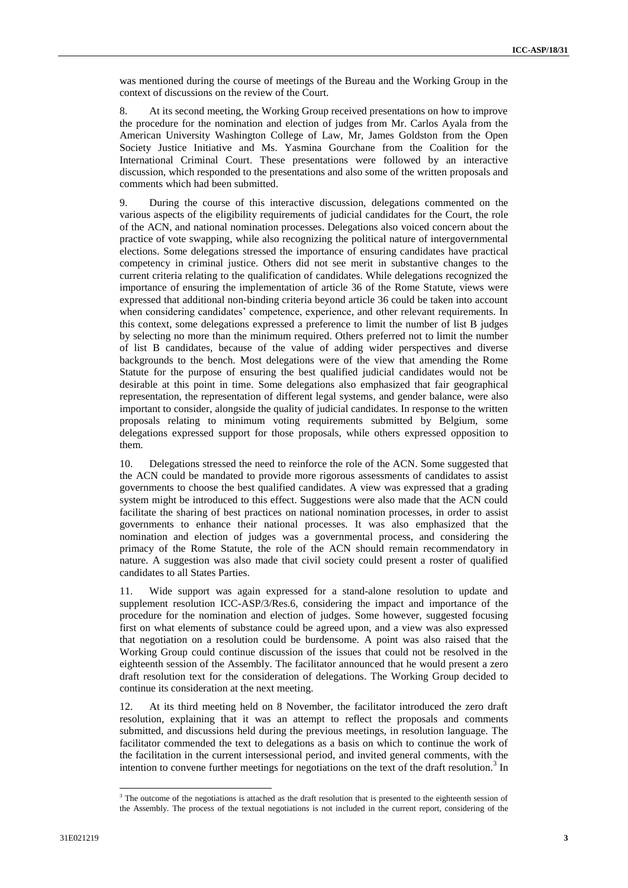was mentioned during the course of meetings of the Bureau and the Working Group in the context of discussions on the review of the Court.

8. At its second meeting, the Working Group received presentations on how to improve the procedure for the nomination and election of judges from Mr. Carlos Ayala from the American University Washington College of Law, Mr, James Goldston from the Open Society Justice Initiative and Ms. Yasmina Gourchane from the Coalition for the International Criminal Court. These presentations were followed by an interactive discussion, which responded to the presentations and also some of the written proposals and comments which had been submitted.

9. During the course of this interactive discussion, delegations commented on the various aspects of the eligibility requirements of judicial candidates for the Court, the role of the ACN, and national nomination processes. Delegations also voiced concern about the practice of vote swapping, while also recognizing the political nature of intergovernmental elections. Some delegations stressed the importance of ensuring candidates have practical competency in criminal justice. Others did not see merit in substantive changes to the current criteria relating to the qualification of candidates. While delegations recognized the importance of ensuring the implementation of article 36 of the Rome Statute, views were expressed that additional non-binding criteria beyond article 36 could be taken into account when considering candidates' competence, experience, and other relevant requirements. In this context, some delegations expressed a preference to limit the number of list B judges by selecting no more than the minimum required. Others preferred not to limit the number of list B candidates, because of the value of adding wider perspectives and diverse backgrounds to the bench. Most delegations were of the view that amending the Rome Statute for the purpose of ensuring the best qualified judicial candidates would not be desirable at this point in time. Some delegations also emphasized that fair geographical representation, the representation of different legal systems, and gender balance, were also important to consider, alongside the quality of judicial candidates. In response to the written proposals relating to minimum voting requirements submitted by Belgium, some delegations expressed support for those proposals, while others expressed opposition to them.

10. Delegations stressed the need to reinforce the role of the ACN. Some suggested that the ACN could be mandated to provide more rigorous assessments of candidates to assist governments to choose the best qualified candidates. A view was expressed that a grading system might be introduced to this effect. Suggestions were also made that the ACN could facilitate the sharing of best practices on national nomination processes, in order to assist governments to enhance their national processes. It was also emphasized that the nomination and election of judges was a governmental process, and considering the primacy of the Rome Statute, the role of the ACN should remain recommendatory in nature. A suggestion was also made that civil society could present a roster of qualified candidates to all States Parties.

11. Wide support was again expressed for a stand-alone resolution to update and supplement resolution ICC-ASP/3/Res.6, considering the impact and importance of the procedure for the nomination and election of judges. Some however, suggested focusing first on what elements of substance could be agreed upon, and a view was also expressed that negotiation on a resolution could be burdensome. A point was also raised that the Working Group could continue discussion of the issues that could not be resolved in the eighteenth session of the Assembly. The facilitator announced that he would present a zero draft resolution text for the consideration of delegations. The Working Group decided to continue its consideration at the next meeting.

12. At its third meeting held on 8 November, the facilitator introduced the zero draft resolution, explaining that it was an attempt to reflect the proposals and comments submitted, and discussions held during the previous meetings, in resolution language. The facilitator commended the text to delegations as a basis on which to continue the work of the facilitation in the current intersessional period, and invited general comments, with the intention to convene further meetings for negotiations on the text of the draft resolution.[3] In

---

[3] The outcome of the negotiations is attached as the draft resolution that is presented to the eighteenth session of the Assembly. The process of the textual negotiations is not included in the current report, considering of the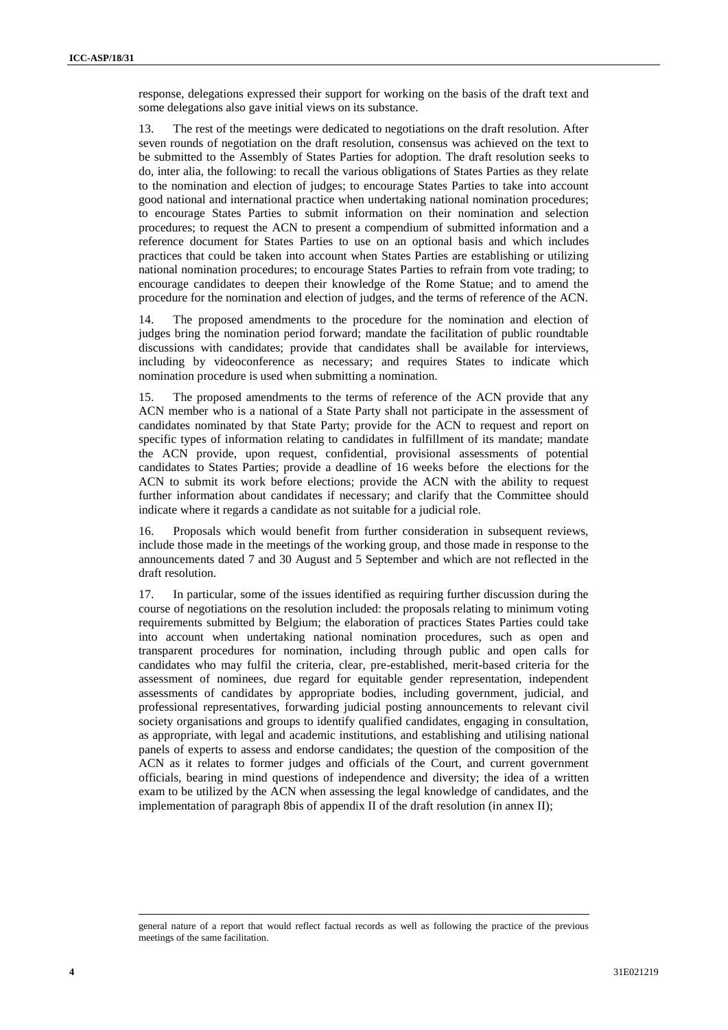response, delegations expressed their support for working on the basis of the draft text and some delegations also gave initial views on its substance.

13. The rest of the meetings were dedicated to negotiations on the draft resolution. After seven rounds of negotiation on the draft resolution, consensus was achieved on the text to be submitted to the Assembly of States Parties for adoption. The draft resolution seeks to do, inter alia, the following: to recall the various obligations of States Parties as they relate to the nomination and election of judges; to encourage States Parties to take into account good national and international practice when undertaking national nomination procedures; to encourage States Parties to submit information on their nomination and selection procedures; to request the ACN to present a compendium of submitted information and a reference document for States Parties to use on an optional basis and which includes practices that could be taken into account when States Parties are establishing or utilizing national nomination procedures; to encourage States Parties to refrain from vote trading; to encourage candidates to deepen their knowledge of the Rome Statue; and to amend the procedure for the nomination and election of judges, and the terms of reference of the ACN.

14. The proposed amendments to the procedure for the nomination and election of judges bring the nomination period forward; mandate the facilitation of public roundtable discussions with candidates; provide that candidates shall be available for interviews, including by videoconference as necessary; and requires States to indicate which nomination procedure is used when submitting a nomination.

15. The proposed amendments to the terms of reference of the ACN provide that any ACN member who is a national of a State Party shall not participate in the assessment of candidates nominated by that State Party; provide for the ACN to request and report on specific types of information relating to candidates in fulfillment of its mandate; mandate the ACN provide, upon request, confidential, provisional assessments of potential candidates to States Parties; provide a deadline of 16 weeks before the elections for the ACN to submit its work before elections; provide the ACN with the ability to request further information about candidates if necessary; and clarify that the Committee should indicate where it regards a candidate as not suitable for a judicial role.

16. Proposals which would benefit from further consideration in subsequent reviews, include those made in the meetings of the working group, and those made in response to the announcements dated 7 and 30 August and 5 September and which are not reflected in the draft resolution.

17. In particular, some of the issues identified as requiring further discussion during the course of negotiations on the resolution included: the proposals relating to minimum voting requirements submitted by Belgium; the elaboration of practices States Parties could take into account when undertaking national nomination procedures, such as open and transparent procedures for nomination, including through public and open calls for candidates who may fulfil the criteria, clear, pre-established, merit-based criteria for the assessment of nominees, due regard for equitable gender representation, independent assessments of candidates by appropriate bodies, including government, judicial, and professional representatives, forwarding judicial posting announcements to relevant civil society organisations and groups to identify qualified candidates, engaging in consultation, as appropriate, with legal and academic institutions, and establishing and utilising national panels of experts to assess and endorse candidates; the question of the composition of the ACN as it relates to former judges and officials of the Court, and current government officials, bearing in mind questions of independence and diversity; the idea of a written exam to be utilized by the ACN when assessing the legal knowledge of candidates, and the implementation of paragraph 8bis of appendix II of the draft resolution (in annex II);

---

general nature of a report that would reflect factual records as well as following the practice of the previous meetings of the same facilitation.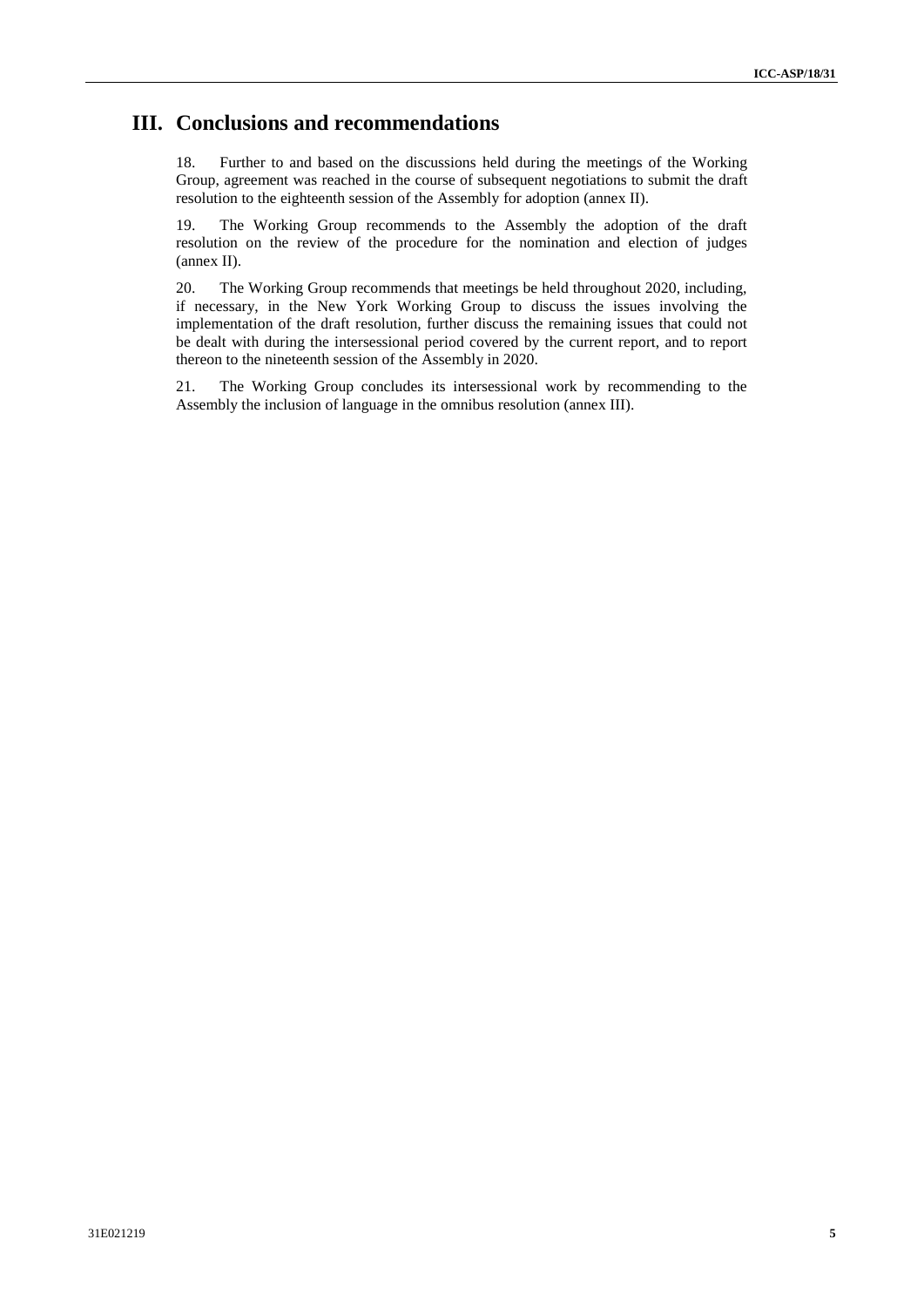# III. Conclusions and recommendations

18. Further to and based on the discussions held during the meetings of the Working Group, agreement was reached in the course of subsequent negotiations to submit the draft resolution to the eighteenth session of the Assembly for adoption (annex II).

19. The Working Group recommends to the Assembly the adoption of the draft resolution on the review of the procedure for the nomination and election of judges (annex II).

20. The Working Group recommends that meetings be held throughout 2020, including, if necessary, in the New York Working Group to discuss the issues involving the implementation of the draft resolution, further discuss the remaining issues that could not be dealt with during the intersessional period covered by the current report, and to report thereon to the nineteenth session of the Assembly in 2020.

21. The Working Group concludes its intersessional work by recommending to the Assembly the inclusion of language in the omnibus resolution (annex III).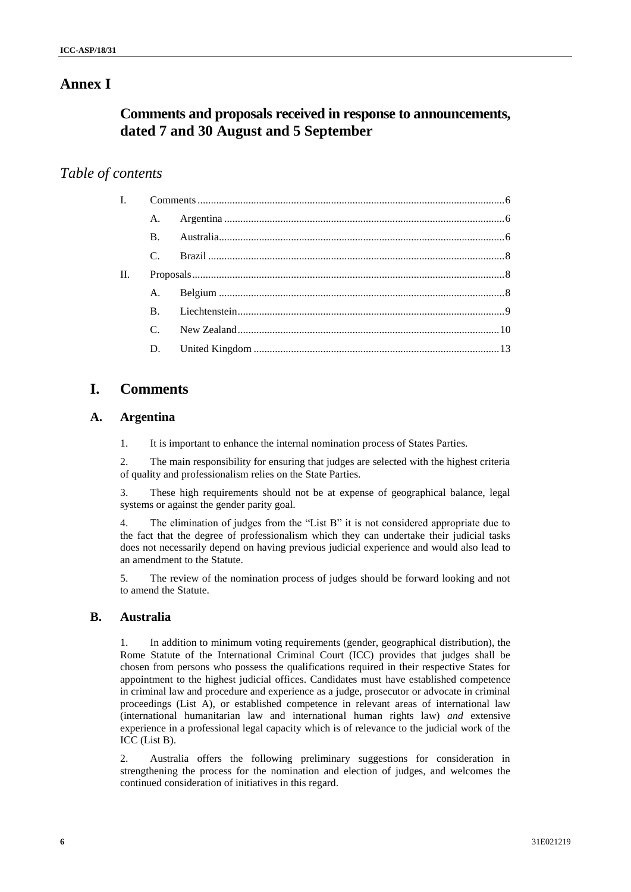# Annex I

## Comments and proposals received in response to announcements, dated 7 and 30 August and 5 September

### *Table of contents*

| | | | |
|---|---|---|---|
| I. | Comments | | 6 |
| | A. | Argentina | 6 |
| | B. | Australia | 6 |
| | C. | Brazil | 8 |
| II. | Proposals | | 8 |
| | A. | Belgium | 8 |
| | B. | Liechtenstein | 9 |
| | C. | New Zealand | 10 |
| | D. | United Kingdom | 13 |

## I. Comments

### A. Argentina

1. It is important to enhance the internal nomination process of States Parties.

2. The main responsibility for ensuring that judges are selected with the highest criteria of quality and professionalism relies on the State Parties.

3. These high requirements should not be at expense of geographical balance, legal systems or against the gender parity goal.

4. The elimination of judges from the "List B" it is not considered appropriate due to the fact that the degree of professionalism which they can undertake their judicial tasks does not necessarily depend on having previous judicial experience and would also lead to an amendment to the Statute.

5. The review of the nomination process of judges should be forward looking and not to amend the Statute.

### B. Australia

1. In addition to minimum voting requirements (gender, geographical distribution), the Rome Statute of the International Criminal Court (ICC) provides that judges shall be chosen from persons who possess the qualifications required in their respective States for appointment to the highest judicial offices. Candidates must have established competence in criminal law and procedure and experience as a judge, prosecutor or advocate in criminal proceedings (List A), or established competence in relevant areas of international law (international humanitarian law and international human rights law) *and* extensive experience in a professional legal capacity which is of relevance to the judicial work of the ICC (List B).

2. Australia offers the following preliminary suggestions for consideration in strengthening the process for the nomination and election of judges, and welcomes the continued consideration of initiatives in this regard.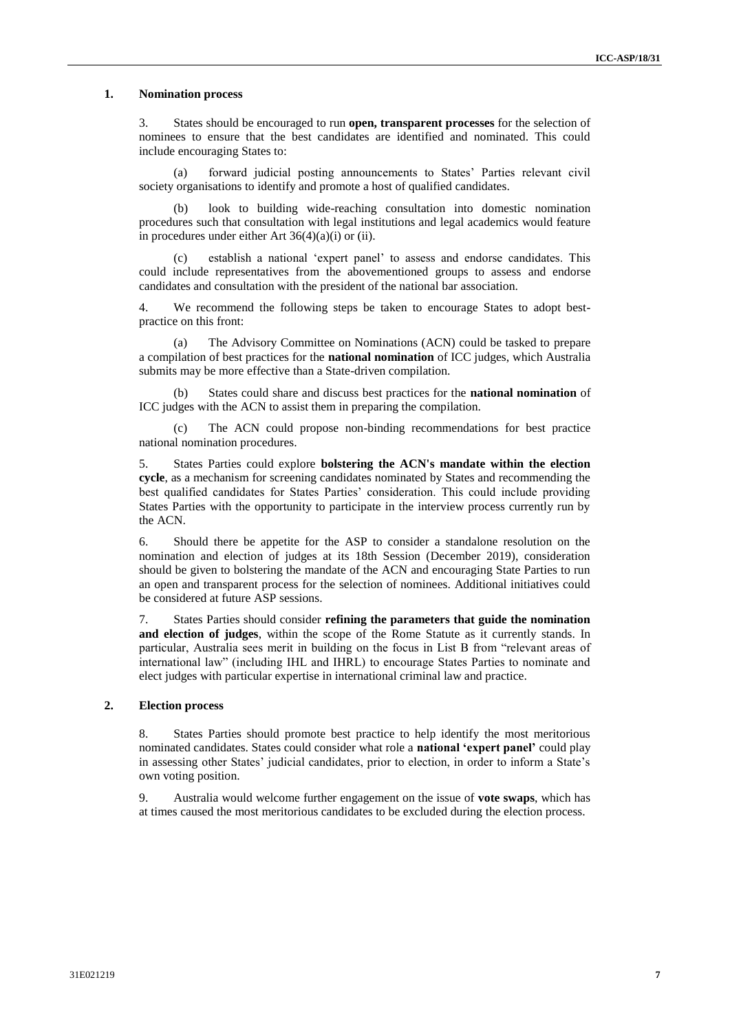### 1. Nomination process

3. States should be encouraged to run **open, transparent processes** for the selection of nominees to ensure that the best candidates are identified and nominated. This could include encouraging States to:

(a) forward judicial posting announcements to States' Parties relevant civil society organisations to identify and promote a host of qualified candidates.

(b) look to building wide-reaching consultation into domestic nomination procedures such that consultation with legal institutions and legal academics would feature in procedures under either Art 36(4)(a)(i) or (ii).

(c) establish a national 'expert panel' to assess and endorse candidates. This could include representatives from the abovementioned groups to assess and endorse candidates and consultation with the president of the national bar association.

4. We recommend the following steps be taken to encourage States to adopt best-practice on this front:

(a) The Advisory Committee on Nominations (ACN) could be tasked to prepare a compilation of best practices for the **national nomination** of ICC judges, which Australia submits may be more effective than a State-driven compilation.

(b) States could share and discuss best practices for the **national nomination** of ICC judges with the ACN to assist them in preparing the compilation.

(c) The ACN could propose non-binding recommendations for best practice national nomination procedures.

5. States Parties could explore **bolstering the ACN's mandate within the election cycle**, as a mechanism for screening candidates nominated by States and recommending the best qualified candidates for States Parties' consideration. This could include providing States Parties with the opportunity to participate in the interview process currently run by the ACN.

6. Should there be appetite for the ASP to consider a standalone resolution on the nomination and election of judges at its 18th Session (December 2019), consideration should be given to bolstering the mandate of the ACN and encouraging State Parties to run an open and transparent process for the selection of nominees. Additional initiatives could be considered at future ASP sessions.

7. States Parties should consider **refining the parameters that guide the nomination and election of judges**, within the scope of the Rome Statute as it currently stands. In particular, Australia sees merit in building on the focus in List B from "relevant areas of international law" (including IHL and IHRL) to encourage States Parties to nominate and elect judges with particular expertise in international criminal law and practice.

### 2. Election process

8. States Parties should promote best practice to help identify the most meritorious nominated candidates. States could consider what role a **national 'expert panel'** could play in assessing other States' judicial candidates, prior to election, in order to inform a State's own voting position.

9. Australia would welcome further engagement on the issue of **vote swaps**, which has at times caused the most meritorious candidates to be excluded during the election process.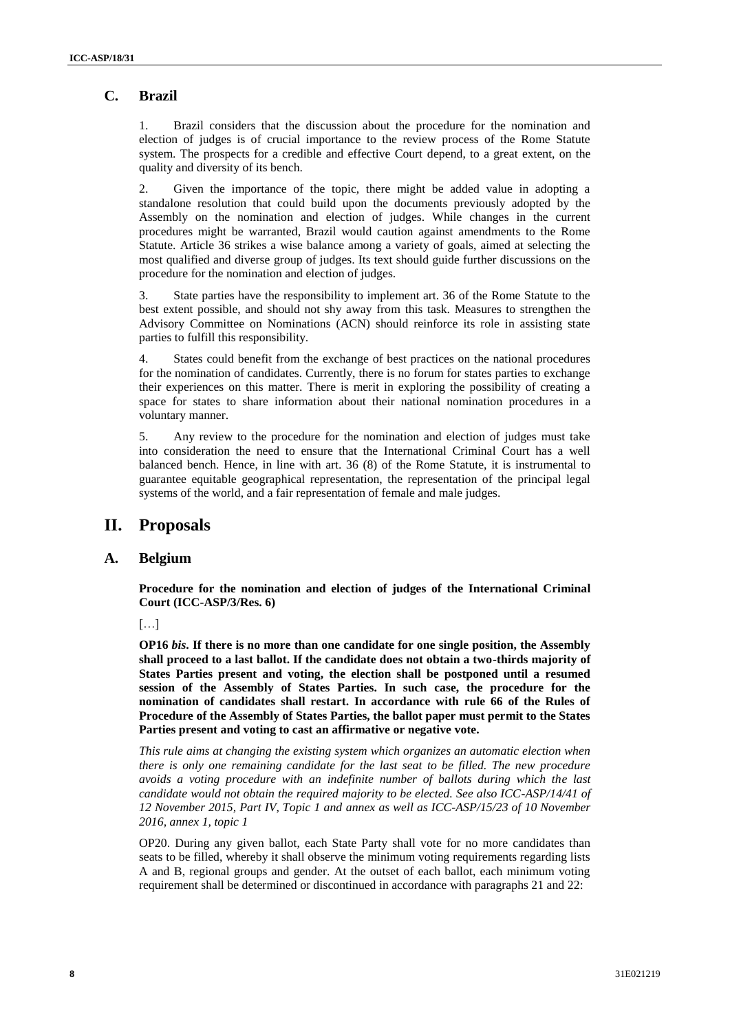## C. Brazil

1. Brazil considers that the discussion about the procedure for the nomination and election of judges is of crucial importance to the review process of the Rome Statute system. The prospects for a credible and effective Court depend, to a great extent, on the quality and diversity of its bench.

2. Given the importance of the topic, there might be added value in adopting a standalone resolution that could build upon the documents previously adopted by the Assembly on the nomination and election of judges. While changes in the current procedures might be warranted, Brazil would caution against amendments to the Rome Statute. Article 36 strikes a wise balance among a variety of goals, aimed at selecting the most qualified and diverse group of judges. Its text should guide further discussions on the procedure for the nomination and election of judges.

3. State parties have the responsibility to implement art. 36 of the Rome Statute to the best extent possible, and should not shy away from this task. Measures to strengthen the Advisory Committee on Nominations (ACN) should reinforce its role in assisting state parties to fulfill this responsibility.

4. States could benefit from the exchange of best practices on the national procedures for the nomination of candidates. Currently, there is no forum for states parties to exchange their experiences on this matter. There is merit in exploring the possibility of creating a space for states to share information about their national nomination procedures in a voluntary manner.

5. Any review to the procedure for the nomination and election of judges must take into consideration the need to ensure that the International Criminal Court has a well balanced bench. Hence, in line with art. 36 (8) of the Rome Statute, it is instrumental to guarantee equitable geographical representation, the representation of the principal legal systems of the world, and a fair representation of female and male judges.

# II. Proposals

## A. Belgium

**Procedure for the nomination and election of judges of the International Criminal Court (ICC-ASP/3/Res. 6)**

[…]

**OP16 *bis*. If there is no more than one candidate for one single position, the Assembly shall proceed to a last ballot. If the candidate does not obtain a two-thirds majority of States Parties present and voting, the election shall be postponed until a resumed session of the Assembly of States Parties. In such case, the procedure for the nomination of candidates shall restart. In accordance with rule 66 of the Rules of Procedure of the Assembly of States Parties, the ballot paper must permit to the States Parties present and voting to cast an affirmative or negative vote.**

*This rule aims at changing the existing system which organizes an automatic election when there is only one remaining candidate for the last seat to be filled. The new procedure avoids a voting procedure with an indefinite number of ballots during which the last candidate would not obtain the required majority to be elected. See also ICC-ASP/14/41 of 12 November 2015, Part IV, Topic 1 and annex as well as ICC-ASP/15/23 of 10 November 2016, annex 1, topic 1*

OP20. During any given ballot, each State Party shall vote for no more candidates than seats to be filled, whereby it shall observe the minimum voting requirements regarding lists A and B, regional groups and gender. At the outset of each ballot, each minimum voting requirement shall be determined or discontinued in accordance with paragraphs 21 and 22: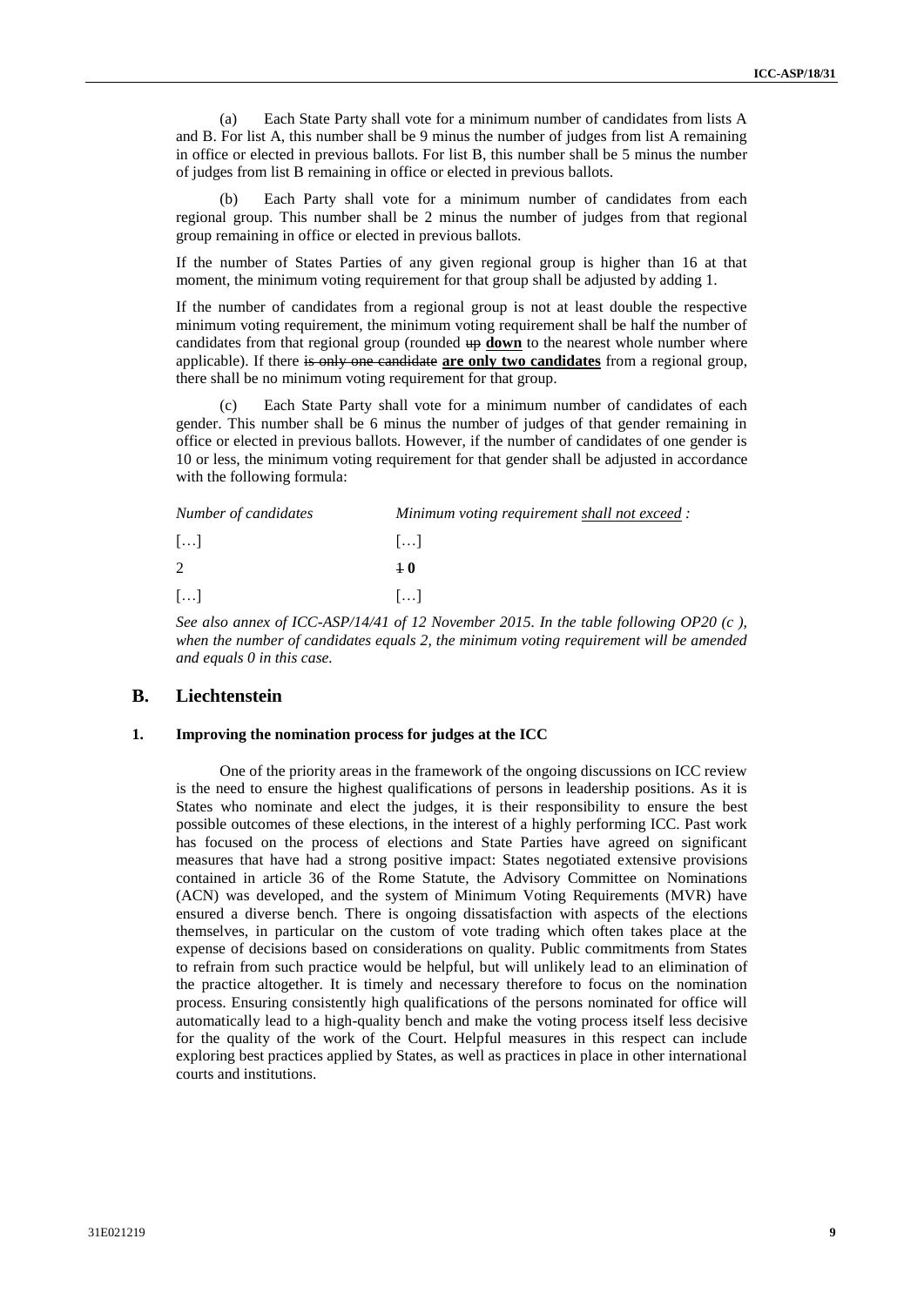(a) Each State Party shall vote for a minimum number of candidates from lists A and B. For list A, this number shall be 9 minus the number of judges from list A remaining in office or elected in previous ballots. For list B, this number shall be 5 minus the number of judges from list B remaining in office or elected in previous ballots.

(b) Each Party shall vote for a minimum number of candidates from each regional group. This number shall be 2 minus the number of judges from that regional group remaining in office or elected in previous ballots.

If the number of States Parties of any given regional group is higher than 16 at that moment, the minimum voting requirement for that group shall be adjusted by adding 1.

If the number of candidates from a regional group is not at least double the respective minimum voting requirement, the minimum voting requirement shall be half the number of candidates from that regional group (rounded ~~up~~ **down** to the nearest whole number where applicable). If there ~~is only one candidate~~ **are only two candidates** from a regional group, there shall be no minimum voting requirement for that group.

(c) Each State Party shall vote for a minimum number of candidates of each gender. This number shall be 6 minus the number of judges of that gender remaining in office or elected in previous ballots. However, if the number of candidates of one gender is 10 or less, the minimum voting requirement for that gender shall be adjusted in accordance with the following formula:

| *Number of candidates* | *Minimum voting requirement shall not exceed :* |
|---|---|
| […] | […] |
| 2 | ~~1~~ **0** |
| […] | […] |

*See also annex of ICC-ASP/14/41 of 12 November 2015. In the table following OP20 (c ), when the number of candidates equals 2, the minimum voting requirement will be amended and equals 0 in this case.*

## B. Liechtenstein

### 1. Improving the nomination process for judges at the ICC

One of the priority areas in the framework of the ongoing discussions on ICC review is the need to ensure the highest qualifications of persons in leadership positions. As it is States who nominate and elect the judges, it is their responsibility to ensure the best possible outcomes of these elections, in the interest of a highly performing ICC. Past work has focused on the process of elections and State Parties have agreed on significant measures that have had a strong positive impact: States negotiated extensive provisions contained in article 36 of the Rome Statute, the Advisory Committee on Nominations (ACN) was developed, and the system of Minimum Voting Requirements (MVR) have ensured a diverse bench. There is ongoing dissatisfaction with aspects of the elections themselves, in particular on the custom of vote trading which often takes place at the expense of decisions based on considerations on quality. Public commitments from States to refrain from such practice would be helpful, but will unlikely lead to an elimination of the practice altogether. It is timely and necessary therefore to focus on the nomination process. Ensuring consistently high qualifications of the persons nominated for office will automatically lead to a high-quality bench and make the voting process itself less decisive for the quality of the work of the Court. Helpful measures in this respect can include exploring best practices applied by States, as well as practices in place in other international courts and institutions.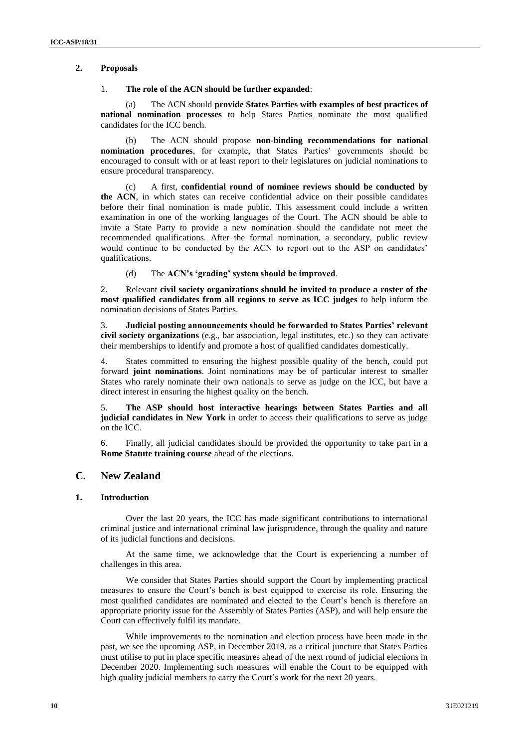### 2. Proposals

1. **The role of the ACN should be further expanded**:

   (a) The ACN should **provide States Parties with examples of best practices of national nomination processes** to help States Parties nominate the most qualified candidates for the ICC bench.

   (b) The ACN should propose **non-binding recommendations for national nomination procedures**, for example, that States Parties' governments should be encouraged to consult with or at least report to their legislatures on judicial nominations to ensure procedural transparency.

   (c) A first, **confidential round of nominee reviews should be conducted by the ACN**, in which states can receive confidential advice on their possible candidates before their final nomination is made public. This assessment could include a written examination in one of the working languages of the Court. The ACN should be able to invite a State Party to provide a new nomination should the candidate not meet the recommended qualifications. After the formal nomination, a secondary, public review would continue to be conducted by the ACN to report out to the ASP on candidates' qualifications.

   (d) The **ACN's 'grading' system should be improved**.

2. Relevant **civil society organizations should be invited to produce a roster of the most qualified candidates from all regions to serve as ICC judges** to help inform the nomination decisions of States Parties.

3. **Judicial posting announcements should be forwarded to States Parties' relevant civil society organizations** (e.g., bar association, legal institutes, etc.) so they can activate their memberships to identify and promote a host of qualified candidates domestically.

4. States committed to ensuring the highest possible quality of the bench, could put forward **joint nominations**. Joint nominations may be of particular interest to smaller States who rarely nominate their own nationals to serve as judge on the ICC, but have a direct interest in ensuring the highest quality on the bench.

5. **The ASP should host interactive hearings between States Parties and all judicial candidates in New York** in order to access their qualifications to serve as judge on the ICC.

6. Finally, all judicial candidates should be provided the opportunity to take part in a **Rome Statute training course** ahead of the elections.

## C. New Zealand

### 1. Introduction

Over the last 20 years, the ICC has made significant contributions to international criminal justice and international criminal law jurisprudence, through the quality and nature of its judicial functions and decisions.

At the same time, we acknowledge that the Court is experiencing a number of challenges in this area.

We consider that States Parties should support the Court by implementing practical measures to ensure the Court's bench is best equipped to exercise its role. Ensuring the most qualified candidates are nominated and elected to the Court's bench is therefore an appropriate priority issue for the Assembly of States Parties (ASP), and will help ensure the Court can effectively fulfil its mandate.

While improvements to the nomination and election process have been made in the past, we see the upcoming ASP, in December 2019, as a critical juncture that States Parties must utilise to put in place specific measures ahead of the next round of judicial elections in December 2020. Implementing such measures will enable the Court to be equipped with high quality judicial members to carry the Court's work for the next 20 years.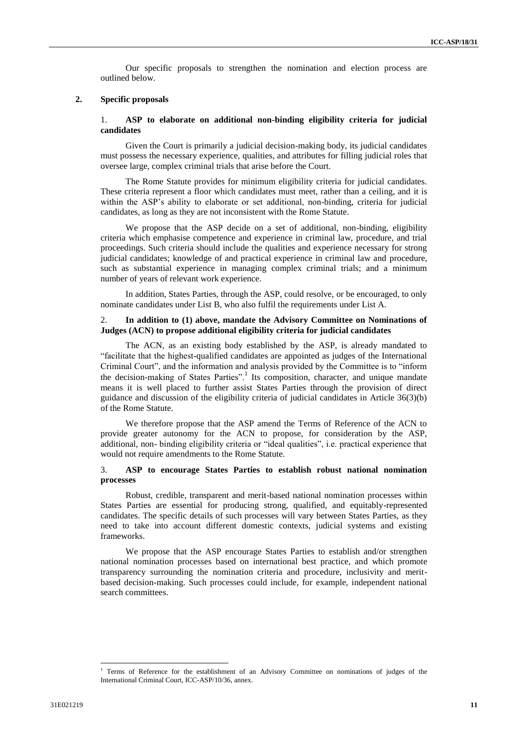Our specific proposals to strengthen the nomination and election process are outlined below.

## 2. Specific proposals

### 1. **ASP to elaborate on additional non-binding eligibility criteria for judicial candidates**

Given the Court is primarily a judicial decision-making body, its judicial candidates must possess the necessary experience, qualities, and attributes for filling judicial roles that oversee large, complex criminal trials that arise before the Court.

The Rome Statute provides for minimum eligibility criteria for judicial candidates. These criteria represent a floor which candidates must meet, rather than a ceiling, and it is within the ASP's ability to elaborate or set additional, non-binding, criteria for judicial candidates, as long as they are not inconsistent with the Rome Statute.

We propose that the ASP decide on a set of additional, non-binding, eligibility criteria which emphasise competence and experience in criminal law, procedure, and trial proceedings. Such criteria should include the qualities and experience necessary for strong judicial candidates; knowledge of and practical experience in criminal law and procedure, such as substantial experience in managing complex criminal trials; and a minimum number of years of relevant work experience.

In addition, States Parties, through the ASP, could resolve, or be encouraged, to only nominate candidates under List B, who also fulfil the requirements under List A.

### 2. **In addition to (1) above, mandate the Advisory Committee on Nominations of Judges (ACN) to propose additional eligibility criteria for judicial candidates**

The ACN, as an existing body established by the ASP, is already mandated to "facilitate that the highest-qualified candidates are appointed as judges of the International Criminal Court", and the information and analysis provided by the Committee is to "inform the decision-making of States Parties".[1] Its composition, character, and unique mandate means it is well placed to further assist States Parties through the provision of direct guidance and discussion of the eligibility criteria of judicial candidates in Article 36(3)(b) of the Rome Statute.

We therefore propose that the ASP amend the Terms of Reference of the ACN to provide greater autonomy for the ACN to propose, for consideration by the ASP, additional, non- binding eligibility criteria or "ideal qualities", i.e. practical experience that would not require amendments to the Rome Statute.

### 3. **ASP to encourage States Parties to establish robust national nomination processes**

Robust, credible, transparent and merit-based national nomination processes within States Parties are essential for producing strong, qualified, and equitably-represented candidates. The specific details of such processes will vary between States Parties, as they need to take into account different domestic contexts, judicial systems and existing frameworks.

We propose that the ASP encourage States Parties to establish and/or strengthen national nomination processes based on international best practice, and which promote transparency surrounding the nomination criteria and procedure, inclusivity and merit-based decision-making. Such processes could include, for example, independent national search committees.

---

[1] Terms of Reference for the establishment of an Advisory Committee on nominations of judges of the International Criminal Court, ICC-ASP/10/36, annex.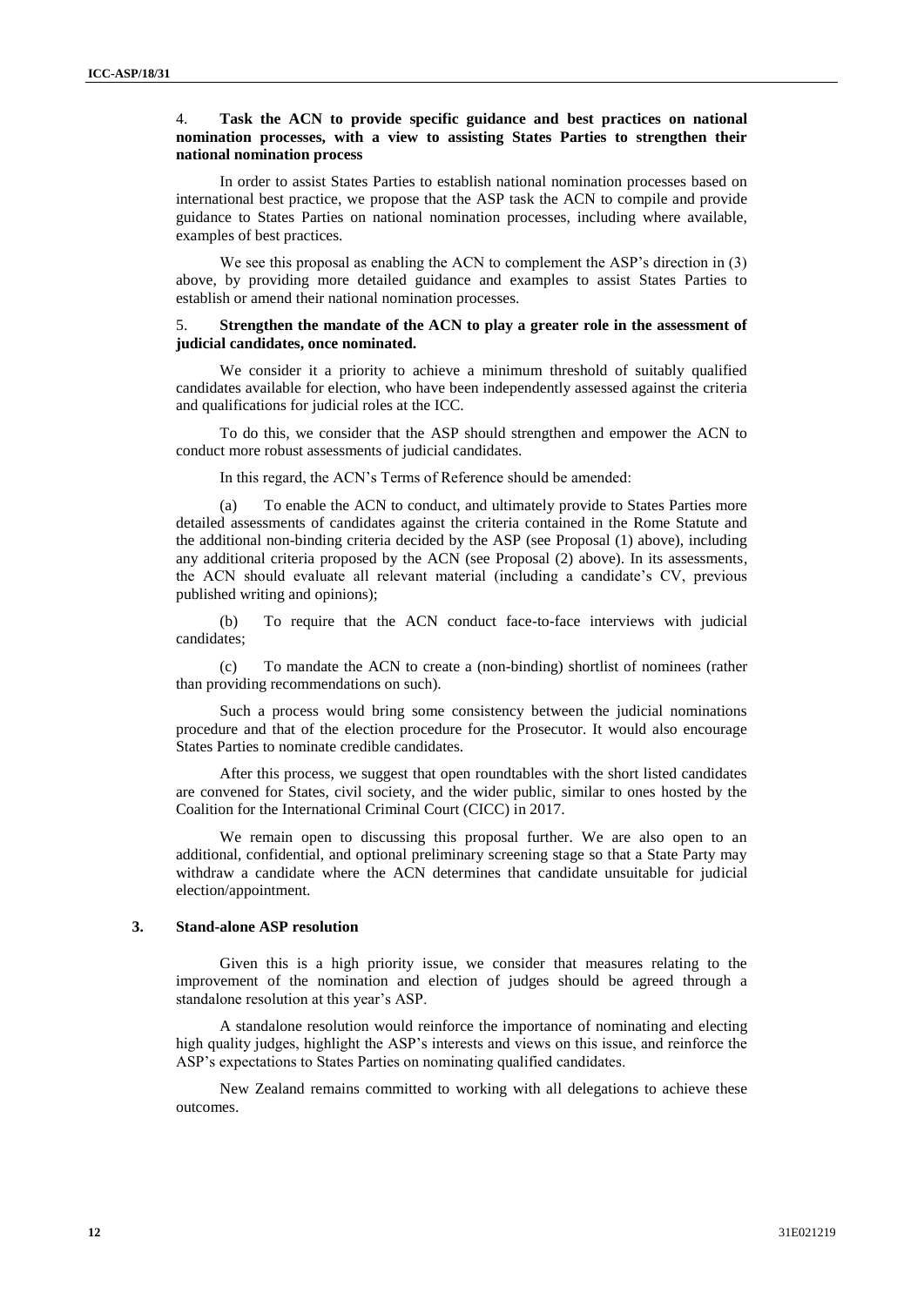4. **Task the ACN to provide specific guidance and best practices on national nomination processes, with a view to assisting States Parties to strengthen their national nomination process**

In order to assist States Parties to establish national nomination processes based on international best practice, we propose that the ASP task the ACN to compile and provide guidance to States Parties on national nomination processes, including where available, examples of best practices.

We see this proposal as enabling the ACN to complement the ASP's direction in (3) above, by providing more detailed guidance and examples to assist States Parties to establish or amend their national nomination processes.

5. **Strengthen the mandate of the ACN to play a greater role in the assessment of judicial candidates, once nominated.**

We consider it a priority to achieve a minimum threshold of suitably qualified candidates available for election, who have been independently assessed against the criteria and qualifications for judicial roles at the ICC.

To do this, we consider that the ASP should strengthen and empower the ACN to conduct more robust assessments of judicial candidates.

In this regard, the ACN's Terms of Reference should be amended:

(a) To enable the ACN to conduct, and ultimately provide to States Parties more detailed assessments of candidates against the criteria contained in the Rome Statute and the additional non-binding criteria decided by the ASP (see Proposal (1) above), including any additional criteria proposed by the ACN (see Proposal (2) above). In its assessments, the ACN should evaluate all relevant material (including a candidate's CV, previous published writing and opinions);

(b) To require that the ACN conduct face-to-face interviews with judicial candidates;

(c) To mandate the ACN to create a (non-binding) shortlist of nominees (rather than providing recommendations on such).

Such a process would bring some consistency between the judicial nominations procedure and that of the election procedure for the Prosecutor. It would also encourage States Parties to nominate credible candidates.

After this process, we suggest that open roundtables with the short listed candidates are convened for States, civil society, and the wider public, similar to ones hosted by the Coalition for the International Criminal Court (CICC) in 2017.

We remain open to discussing this proposal further. We are also open to an additional, confidential, and optional preliminary screening stage so that a State Party may withdraw a candidate where the ACN determines that candidate unsuitable for judicial election/appointment.

### 3. Stand-alone ASP resolution

Given this is a high priority issue, we consider that measures relating to the improvement of the nomination and election of judges should be agreed through a standalone resolution at this year's ASP.

A standalone resolution would reinforce the importance of nominating and electing high quality judges, highlight the ASP's interests and views on this issue, and reinforce the ASP's expectations to States Parties on nominating qualified candidates.

New Zealand remains committed to working with all delegations to achieve these outcomes.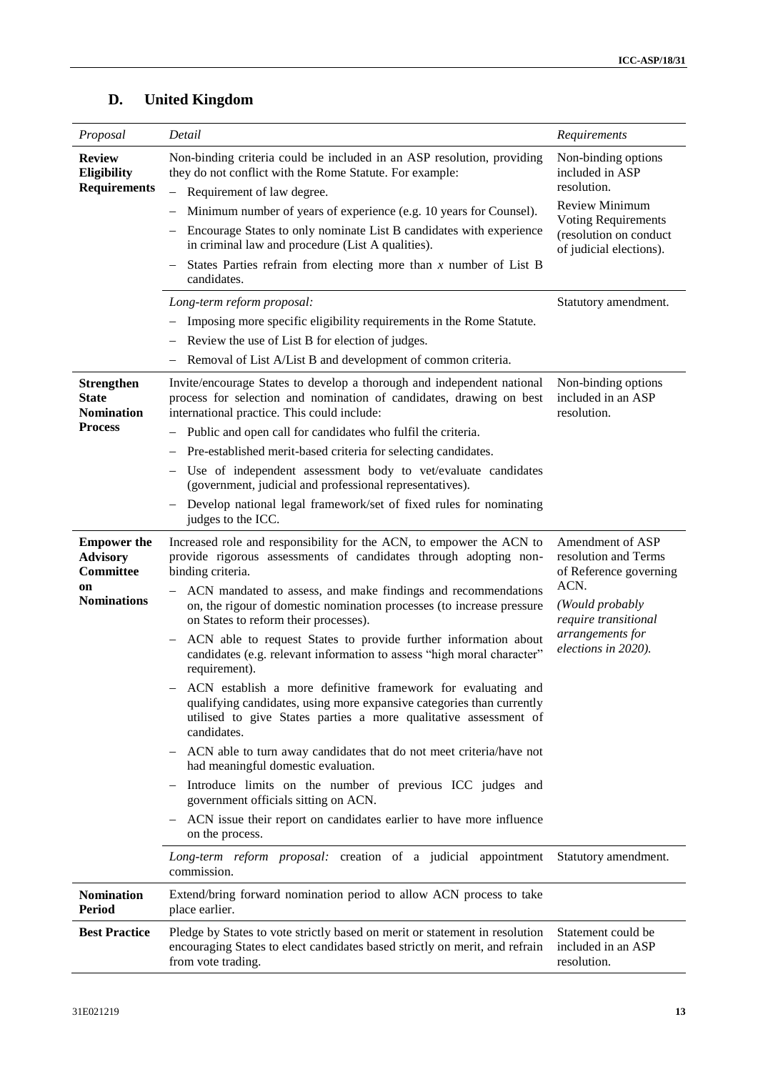## D. United Kingdom

| *Proposal* | *Detail* | *Requirements* |
|---|---|---|
| **Review Eligibility Requirements** | Non-binding criteria could be included in an ASP resolution, providing they do not conflict with the Rome Statute. For example:<br>– Requirement of law degree.<br>– Minimum number of years of experience (e.g. 10 years for Counsel).<br>– Encourage States to only nominate List B candidates with experience in criminal law and procedure (List A qualities).<br>– States Parties refrain from electing more than *x* number of List B candidates. | Non-binding options included in ASP resolution.<br>Review Minimum Voting Requirements (resolution on conduct of judicial elections). |
| | *Long-term reform proposal:*<br>– Imposing more specific eligibility requirements in the Rome Statute.<br>– Review the use of List B for election of judges.<br>– Removal of List A/List B and development of common criteria. | Statutory amendment. |
| **Strengthen State Nomination Process** | Invite/encourage States to develop a thorough and independent national process for selection and nomination of candidates, drawing on best international practice. This could include:<br>– Public and open call for candidates who fulfil the criteria.<br>– Pre-established merit-based criteria for selecting candidates.<br>– Use of independent assessment body to vet/evaluate candidates (government, judicial and professional representatives).<br>– Develop national legal framework/set of fixed rules for nominating judges to the ICC. | Non-binding options included in an ASP resolution. |
| **Empower the Advisory Committee on Nominations** | Increased role and responsibility for the ACN, to empower the ACN to provide rigorous assessments of candidates through adopting non-binding criteria.<br>– ACN mandated to assess, and make findings and recommendations on, the rigour of domestic nomination processes (to increase pressure on States to reform their processes).<br>– ACN able to request States to provide further information about candidates (e.g. relevant information to assess "high moral character" requirement).<br>– ACN establish a more definitive framework for evaluating and qualifying candidates, using more expansive categories than currently utilised to give States parties a more qualitative assessment of candidates.<br>– ACN able to turn away candidates that do not meet criteria/have not had meaningful domestic evaluation.<br>– Introduce limits on the number of previous ICC judges and government officials sitting on ACN.<br>– ACN issue their report on candidates earlier to have more influence on the process. | Amendment of ASP resolution and Terms of Reference governing ACN.<br>*(Would probably require transitional arrangements for elections in 2020).* |
| | *Long-term reform proposal:* creation of a judicial appointment commission. | Statutory amendment. |
| **Nomination Period** | Extend/bring forward nomination period to allow ACN process to take place earlier. | |
| **Best Practice** | Pledge by States to vote strictly based on merit or statement in resolution encouraging States to elect candidates based strictly on merit, and refrain from vote trading. | Statement could be included in an ASP resolution. |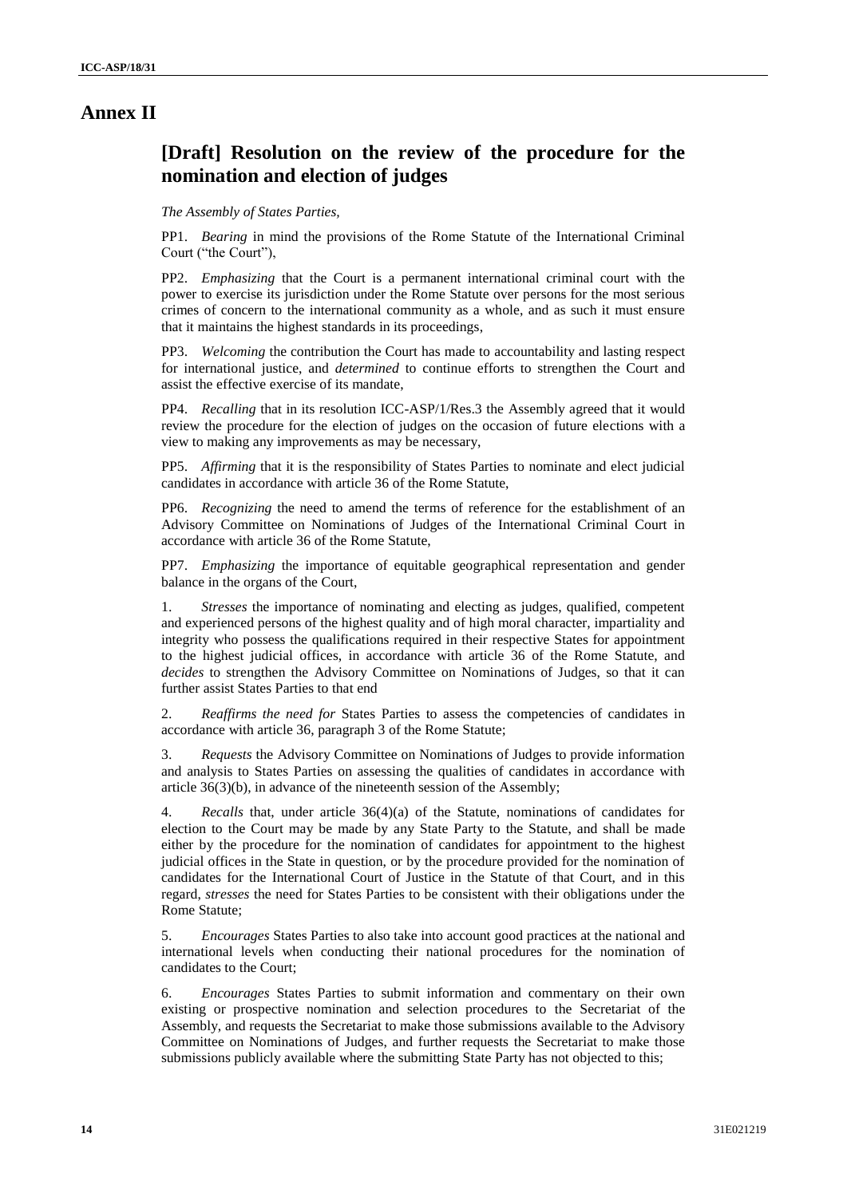# Annex II

## [Draft] Resolution on the review of the procedure for the nomination and election of judges

*The Assembly of States Parties,*

PP1. *Bearing* in mind the provisions of the Rome Statute of the International Criminal Court ("the Court"),

PP2. *Emphasizing* that the Court is a permanent international criminal court with the power to exercise its jurisdiction under the Rome Statute over persons for the most serious crimes of concern to the international community as a whole, and as such it must ensure that it maintains the highest standards in its proceedings,

PP3. *Welcoming* the contribution the Court has made to accountability and lasting respect for international justice, and *determined* to continue efforts to strengthen the Court and assist the effective exercise of its mandate,

PP4. *Recalling* that in its resolution ICC-ASP/1/Res.3 the Assembly agreed that it would review the procedure for the election of judges on the occasion of future elections with a view to making any improvements as may be necessary,

PP5. *Affirming* that it is the responsibility of States Parties to nominate and elect judicial candidates in accordance with article 36 of the Rome Statute,

PP6. *Recognizing* the need to amend the terms of reference for the establishment of an Advisory Committee on Nominations of Judges of the International Criminal Court in accordance with article 36 of the Rome Statute,

PP7. *Emphasizing* the importance of equitable geographical representation and gender balance in the organs of the Court,

1. *Stresses* the importance of nominating and electing as judges, qualified, competent and experienced persons of the highest quality and of high moral character, impartiality and integrity who possess the qualifications required in their respective States for appointment to the highest judicial offices, in accordance with article 36 of the Rome Statute, and *decides* to strengthen the Advisory Committee on Nominations of Judges, so that it can further assist States Parties to that end

2. *Reaffirms the need for* States Parties to assess the competencies of candidates in accordance with article 36, paragraph 3 of the Rome Statute;

3. *Requests* the Advisory Committee on Nominations of Judges to provide information and analysis to States Parties on assessing the qualities of candidates in accordance with article 36(3)(b), in advance of the nineteenth session of the Assembly;

4. *Recalls* that, under article 36(4)(a) of the Statute, nominations of candidates for election to the Court may be made by any State Party to the Statute, and shall be made either by the procedure for the nomination of candidates for appointment to the highest judicial offices in the State in question, or by the procedure provided for the nomination of candidates for the International Court of Justice in the Statute of that Court, and in this regard, *stresses* the need for States Parties to be consistent with their obligations under the Rome Statute;

5. *Encourages* States Parties to also take into account good practices at the national and international levels when conducting their national procedures for the nomination of candidates to the Court;

6. *Encourages* States Parties to submit information and commentary on their own existing or prospective nomination and selection procedures to the Secretariat of the Assembly, and requests the Secretariat to make those submissions available to the Advisory Committee on Nominations of Judges, and further requests the Secretariat to make those submissions publicly available where the submitting State Party has not objected to this;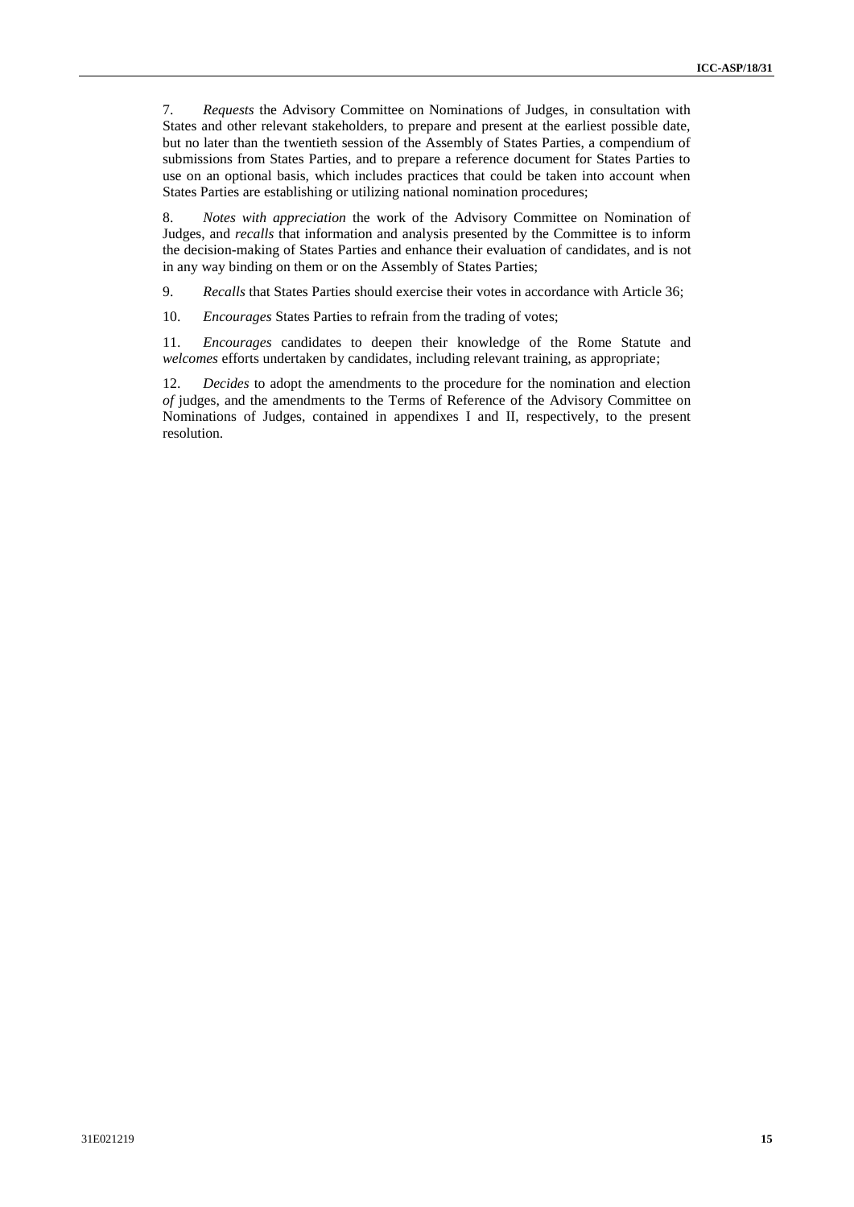7. *Requests* the Advisory Committee on Nominations of Judges, in consultation with States and other relevant stakeholders, to prepare and present at the earliest possible date, but no later than the twentieth session of the Assembly of States Parties, a compendium of submissions from States Parties, and to prepare a reference document for States Parties to use on an optional basis, which includes practices that could be taken into account when States Parties are establishing or utilizing national nomination procedures;

8. *Notes with appreciation* the work of the Advisory Committee on Nomination of Judges, and *recalls* that information and analysis presented by the Committee is to inform the decision-making of States Parties and enhance their evaluation of candidates, and is not in any way binding on them or on the Assembly of States Parties;

9. *Recalls* that States Parties should exercise their votes in accordance with Article 36;

10. *Encourages* States Parties to refrain from the trading of votes;

11. *Encourages* candidates to deepen their knowledge of the Rome Statute and *welcomes* efforts undertaken by candidates, including relevant training, as appropriate;

12. *Decides* to adopt the amendments to the procedure for the nomination and election *of* judges, and the amendments to the Terms of Reference of the Advisory Committee on Nominations of Judges, contained in appendixes I and II, respectively, to the present resolution.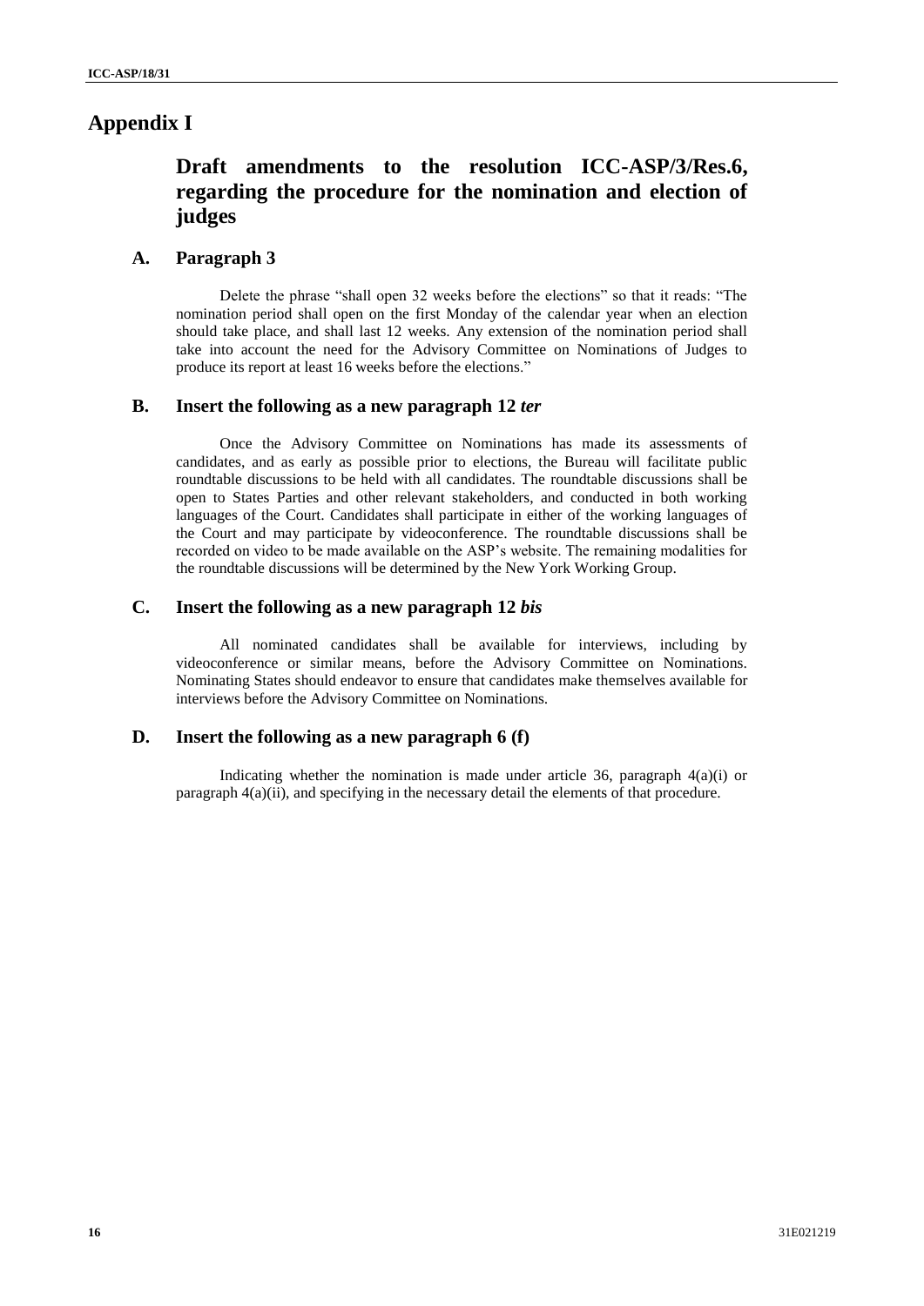# Appendix I

## Draft amendments to the resolution ICC-ASP/3/Res.6, regarding the procedure for the nomination and election of judges

### A. Paragraph 3

Delete the phrase "shall open 32 weeks before the elections" so that it reads: "The nomination period shall open on the first Monday of the calendar year when an election should take place, and shall last 12 weeks. Any extension of the nomination period shall take into account the need for the Advisory Committee on Nominations of Judges to produce its report at least 16 weeks before the elections."

### B. Insert the following as a new paragraph 12 *ter*

Once the Advisory Committee on Nominations has made its assessments of candidates, and as early as possible prior to elections, the Bureau will facilitate public roundtable discussions to be held with all candidates. The roundtable discussions shall be open to States Parties and other relevant stakeholders, and conducted in both working languages of the Court. Candidates shall participate in either of the working languages of the Court and may participate by videoconference. The roundtable discussions shall be recorded on video to be made available on the ASP's website. The remaining modalities for the roundtable discussions will be determined by the New York Working Group.

### C. Insert the following as a new paragraph 12 *bis*

All nominated candidates shall be available for interviews, including by videoconference or similar means, before the Advisory Committee on Nominations. Nominating States should endeavor to ensure that candidates make themselves available for interviews before the Advisory Committee on Nominations.

### D. Insert the following as a new paragraph 6 (f)

Indicating whether the nomination is made under article 36, paragraph 4(a)(i) or paragraph 4(a)(ii), and specifying in the necessary detail the elements of that procedure.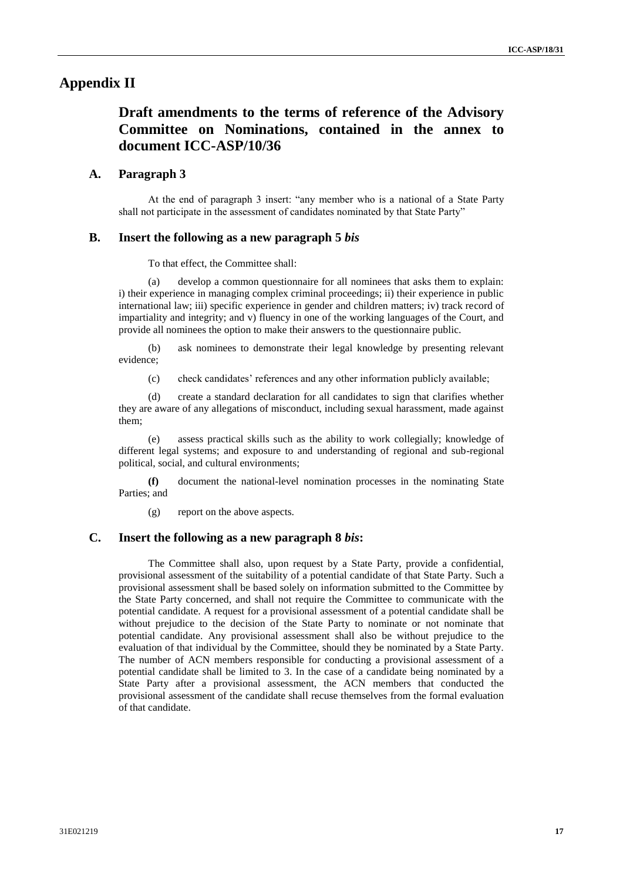# Appendix II

## Draft amendments to the terms of reference of the Advisory Committee on Nominations, contained in the annex to document ICC-ASP/10/36

### A. Paragraph 3

At the end of paragraph 3 insert: "any member who is a national of a State Party shall not participate in the assessment of candidates nominated by that State Party"

### B. Insert the following as a new paragraph 5 *bis*

To that effect, the Committee shall:

(a) develop a common questionnaire for all nominees that asks them to explain: i) their experience in managing complex criminal proceedings; ii) their experience in public international law; iii) specific experience in gender and children matters; iv) track record of impartiality and integrity; and v) fluency in one of the working languages of the Court, and provide all nominees the option to make their answers to the questionnaire public.

(b) ask nominees to demonstrate their legal knowledge by presenting relevant evidence;

(c) check candidates' references and any other information publicly available;

(d) create a standard declaration for all candidates to sign that clarifies whether they are aware of any allegations of misconduct, including sexual harassment, made against them;

(e) assess practical skills such as the ability to work collegially; knowledge of different legal systems; and exposure to and understanding of regional and sub-regional political, social, and cultural environments;

**(f)** document the national-level nomination processes in the nominating State Parties; and

(g) report on the above aspects.

### C. Insert the following as a new paragraph 8 *bis*:

The Committee shall also, upon request by a State Party, provide a confidential, provisional assessment of the suitability of a potential candidate of that State Party. Such a provisional assessment shall be based solely on information submitted to the Committee by the State Party concerned, and shall not require the Committee to communicate with the potential candidate. A request for a provisional assessment of a potential candidate shall be without prejudice to the decision of the State Party to nominate or not nominate that potential candidate. Any provisional assessment shall also be without prejudice to the evaluation of that individual by the Committee, should they be nominated by a State Party. The number of ACN members responsible for conducting a provisional assessment of a potential candidate shall be limited to 3. In the case of a candidate being nominated by a State Party after a provisional assessment, the ACN members that conducted the provisional assessment of the candidate shall recuse themselves from the formal evaluation of that candidate.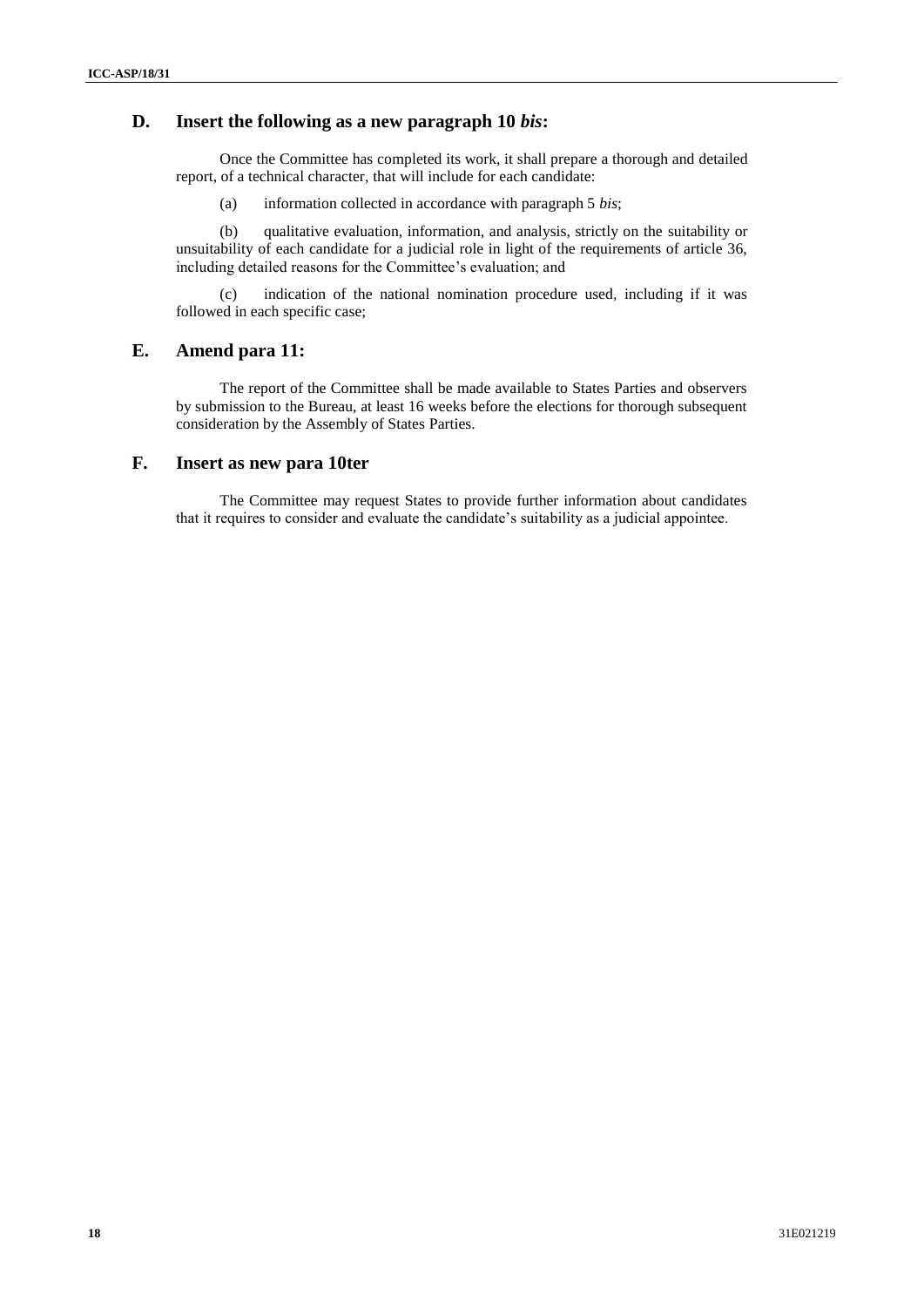## D. Insert the following as a new paragraph 10 *bis*:

Once the Committee has completed its work, it shall prepare a thorough and detailed report, of a technical character, that will include for each candidate:

(a) information collected in accordance with paragraph 5 *bis*;

(b) qualitative evaluation, information, and analysis, strictly on the suitability or unsuitability of each candidate for a judicial role in light of the requirements of article 36, including detailed reasons for the Committee's evaluation; and

(c) indication of the national nomination procedure used, including if it was followed in each specific case;

## E. Amend para 11:

The report of the Committee shall be made available to States Parties and observers by submission to the Bureau, at least 16 weeks before the elections for thorough subsequent consideration by the Assembly of States Parties.

## F. Insert as new para 10ter

The Committee may request States to provide further information about candidates that it requires to consider and evaluate the candidate's suitability as a judicial appointee.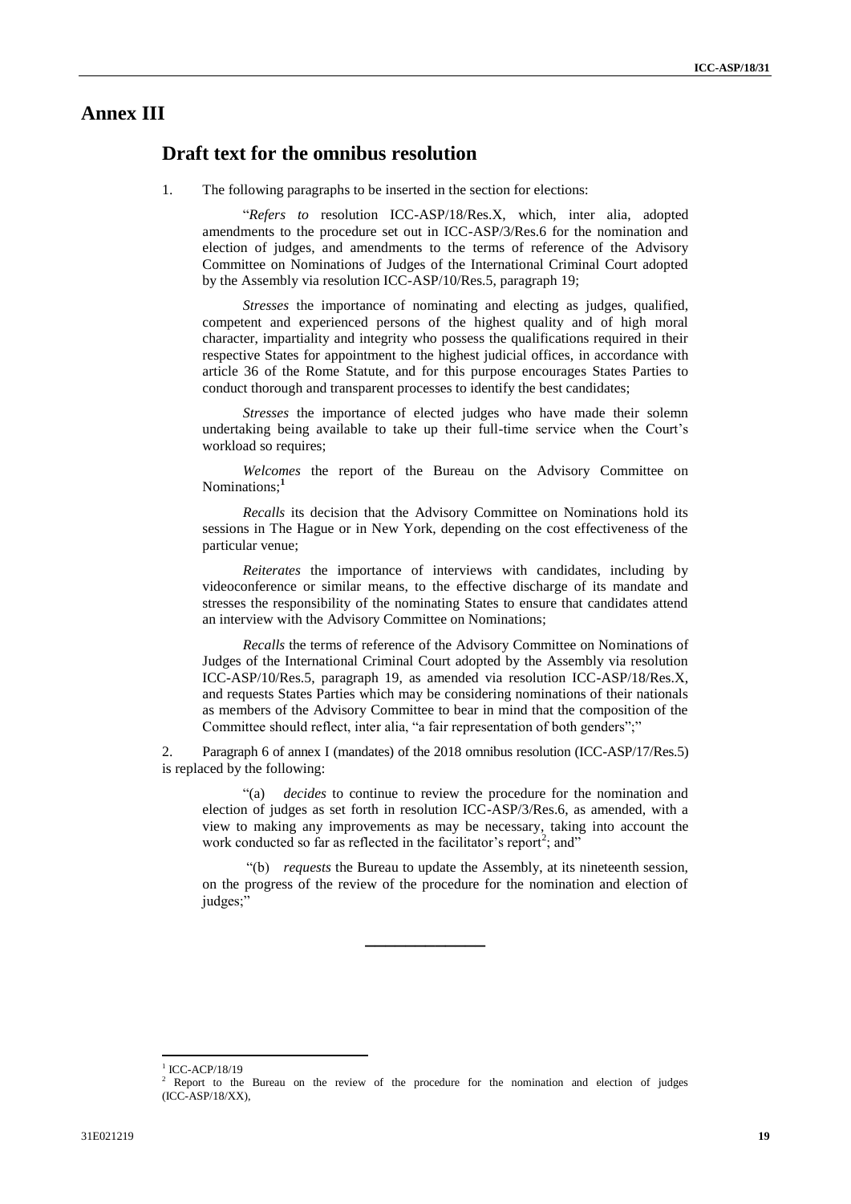# Annex III

## Draft text for the omnibus resolution

1. The following paragraphs to be inserted in the section for elections:

"*Refers to* resolution ICC-ASP/18/Res.X, which, inter alia, adopted amendments to the procedure set out in ICC-ASP/3/Res.6 for the nomination and election of judges, and amendments to the terms of reference of the Advisory Committee on Nominations of Judges of the International Criminal Court adopted by the Assembly via resolution ICC-ASP/10/Res.5, paragraph 19;

*Stresses* the importance of nominating and electing as judges, qualified, competent and experienced persons of the highest quality and of high moral character, impartiality and integrity who possess the qualifications required in their respective States for appointment to the highest judicial offices, in accordance with article 36 of the Rome Statute, and for this purpose encourages States Parties to conduct thorough and transparent processes to identify the best candidates;

*Stresses* the importance of elected judges who have made their solemn undertaking being available to take up their full-time service when the Court's workload so requires;

*Welcomes* the report of the Bureau on the Advisory Committee on Nominations;[1]

*Recalls* its decision that the Advisory Committee on Nominations hold its sessions in The Hague or in New York, depending on the cost effectiveness of the particular venue;

*Reiterates* the importance of interviews with candidates, including by videoconference or similar means, to the effective discharge of its mandate and stresses the responsibility of the nominating States to ensure that candidates attend an interview with the Advisory Committee on Nominations;

*Recalls* the terms of reference of the Advisory Committee on Nominations of Judges of the International Criminal Court adopted by the Assembly via resolution ICC-ASP/10/Res.5, paragraph 19, as amended via resolution ICC-ASP/18/Res.X, and requests States Parties which may be considering nominations of their nationals as members of the Advisory Committee to bear in mind that the composition of the Committee should reflect, inter alia, "a fair representation of both genders";"

2. Paragraph 6 of annex I (mandates) of the 2018 omnibus resolution (ICC-ASP/17/Res.5) is replaced by the following:

"(a) *decides* to continue to review the procedure for the nomination and election of judges as set forth in resolution ICC-ASP/3/Res.6, as amended, with a view to making any improvements as may be necessary, taking into account the work conducted so far as reflected in the facilitator's report[2]; and"

"(b) *requests* the Bureau to update the Assembly, at its nineteenth session, on the progress of the review of the procedure for the nomination and election of judges;"

---

[1] ICC-ACP/18/19

[2] Report to the Bureau on the review of the procedure for the nomination and election of judges (ICC-ASP/18/XX),